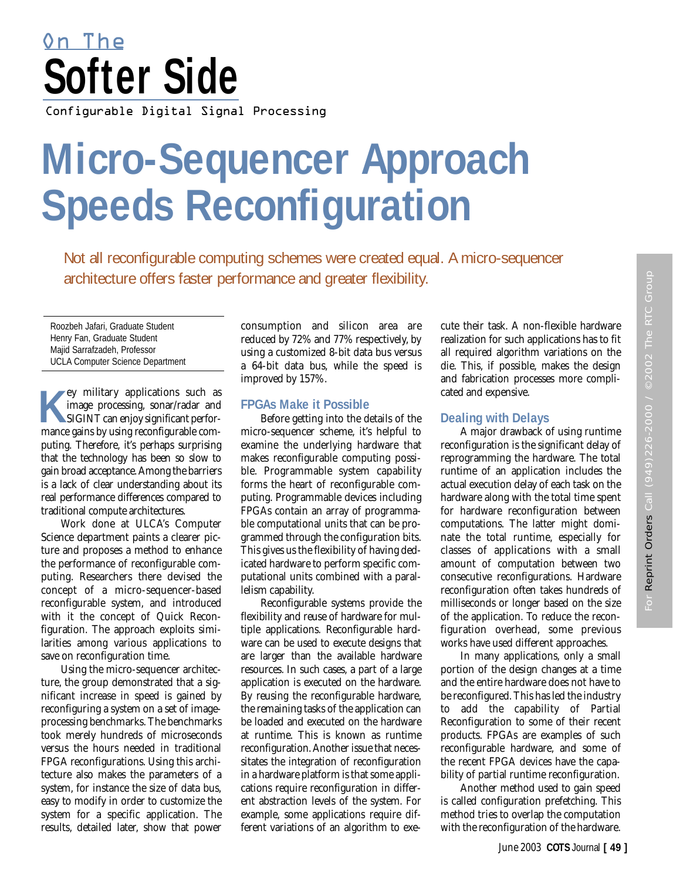On The

Softer Side

Configurable Digital Signal Processing

# Micro-Sequencer Approach Speeds Reconfiguration

Not all reconfigurable computing schemes were created equal. A micro-sequencer architecture offers faster performance and greater flexibility.

Roozbeh Jafari, Graduate Student
Henry Fan, Graduate Student
Majid Sarrafzadeh, Professor
UCLA Computer Science Department

Key military applications such as image processing, sonar/radar and SIGINT can enjoy significant performance gains by using reconfigurable computing. Therefore, it's perhaps surprising that the technology has been so slow to gain broad acceptance. Among the barriers is a lack of clear understanding about its real performance differences compared to traditional compute architectures.

Work done at ULCA's Computer Science department paints a clearer picture and proposes a method to enhance the performance of reconfigurable computing. Researchers there devised the concept of a micro-sequencer-based reconfigurable system, and introduced with it the concept of Quick Reconfiguration. The approach exploits similarities among various applications to save on reconfiguration time.

Using the micro-sequencer architecture, the group demonstrated that a significant increase in speed is gained by reconfiguring a system on a set of image-processing benchmarks. The benchmarks took merely hundreds of microseconds versus the hours needed in traditional FPGA reconfigurations. Using this architecture also makes the parameters of a system, for instance the size of data bus, easy to modify in order to customize the system for a specific application. The results, detailed later, show that power consumption and silicon area are reduced by 72% and 77% respectively, by using a customized 8-bit data bus versus a 64-bit data bus, while the speed is improved by 157%.

### FPGAs Make it Possible

Before getting into the details of the micro-sequencer scheme, it's helpful to examine the underlying hardware that makes reconfigurable computing possible. Programmable system capability forms the heart of reconfigurable computing. Programmable devices including FPGAs contain an array of programmable computational units that can be programmed through the configuration bits. This gives us the flexibility of having dedicated hardware to perform specific computational units combined with a parallelism capability.

Reconfigurable systems provide the flexibility and reuse of hardware for multiple applications. Reconfigurable hardware can be used to execute designs that are larger than the available hardware resources. In such cases, a part of a large application is executed on the hardware. By reusing the reconfigurable hardware, the remaining tasks of the application can be loaded and executed on the hardware at runtime. This is known as runtime reconfiguration. Another issue that necessitates the integration of reconfiguration in a hardware platform is that some applications require reconfiguration in different abstraction levels of the system. For example, some applications require different variations of an algorithm to execute their task. A non-flexible hardware realization for such applications has to fit all required algorithm variations on the die. This, if possible, makes the design and fabrication processes more complicated and expensive.

### Dealing with Delays

A major drawback of using runtime reconfiguration is the significant delay of reprogramming the hardware. The total runtime of an application includes the actual execution delay of each task on the hardware along with the total time spent for hardware reconfiguration between computations. The latter might dominate the total runtime, especially for classes of applications with a small amount of computation between two consecutive reconfigurations. Hardware reconfiguration often takes hundreds of milliseconds or longer based on the size of the application. To reduce the reconfiguration overhead, some previous works have used different approaches.

In many applications, only a small portion of the design changes at a time and the entire hardware does not have to be reconfigured. This has led the industry to add the capability of Partial Reconfiguration to some of their recent products. FPGAs are examples of such reconfigurable hardware, and some of the recent FPGA devices have the capability of partial runtime reconfiguration.

Another method used to gain speed is called configuration prefetching. This method tries to overlap the computation with the reconfiguration of the hardware.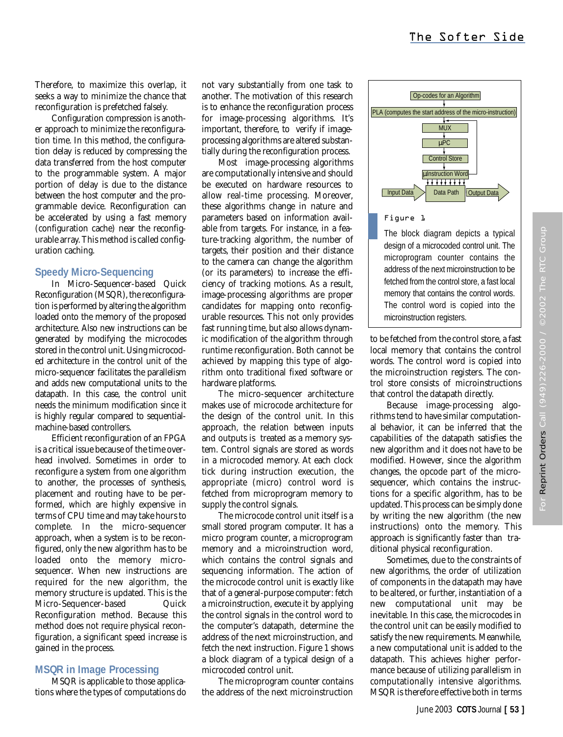Therefore, to maximize this overlap, it seeks a way to minimize the chance that reconfiguration is prefetched falsely.

Configuration compression is another approach to minimize the reconfiguration time. In this method, the configuration delay is reduced by compressing the data transferred from the host computer to the programmable system. A major portion of delay is due to the distance between the host computer and the programmable device. Reconfiguration can be accelerated by using a fast memory (configuration cache) near the reconfigurable array. This method is called configuration caching.

## Speedy Micro-Sequencing

In Micro-Sequencer-based Quick Reconfiguration (MSQR), the reconfiguration is performed by altering the algorithm loaded onto the memory of the proposed architecture. Also new instructions can be generated by modifying the microcodes stored in the control unit. Using microcoded architecture in the control unit of the micro-sequencer facilitates the parallelism and adds new computational units to the datapath. In this case, the control unit needs the minimum modification since it is highly regular compared to sequential-machine-based controllers.

Efficient reconfiguration of an FPGA is a critical issue because of the time overhead involved. Sometimes in order to reconfigure a system from one algorithm to another, the processes of synthesis, placement and routing have to be performed, which are highly expensive in terms of CPU time and may take hours to complete. In the micro-sequencer approach, when a system is to be reconfigured, only the new algorithm has to be loaded onto the memory micro-sequencer. When new instructions are required for the new algorithm, the memory structure is updated. This is the Micro-Sequencer-based Quick Reconfiguration method. Because this method does not require physical reconfiguration, a significant speed increase is gained in the process.

## MSQR in Image Processing

MSQR is applicable to those applications where the types of computations do not vary substantially from one task to another. The motivation of this research is to enhance the reconfiguration process for image-processing algorithms. It's important, therefore, to verify if image-processing algorithms are altered substantially during the reconfiguration process.

Most image-processing algorithms are computationally intensive and should be executed on hardware resources to allow real-time processing. Moreover, these algorithms change in nature and parameters based on information available from targets. For instance, in a feature-tracking algorithm, the number of targets, their position and their distance to the camera can change the algorithm (or its parameters) to increase the efficiency of tracking motions. As a result, image-processing algorithms are proper candidates for mapping onto reconfigurable resources. This not only provides fast running time, but also allows dynamic modification of the algorithm through runtime reconfiguration. Both cannot be achieved by mapping this type of algorithm onto traditional fixed software or hardware platforms.

The micro-sequencer architecture makes use of microcode architecture for the design of the control unit. In this approach, the relation between inputs and outputs is treated as a memory system. Control signals are stored as words in a microcoded memory. At each clock tick during instruction execution, the appropriate (micro) control word is fetched from microprogram memory to supply the control signals.

The microcode control unit itself is a small stored program computer. It has a micro program counter, a microprogram memory and a microinstruction word, which contains the control signals and sequencing information. The action of the microcode control unit is exactly like that of a general-purpose computer: fetch a microinstruction, execute it by applying the control signals in the control word to the computer's datapath, determine the address of the next microinstruction, and fetch the next instruction. Figure 1 shows a block diagram of a typical design of a microcoded control unit.

The microprogram counter contains the address of the next microinstruction to be fetched from the control store, a fast local memory that contains the control words. The control word is copied into the microinstruction registers. The control store consists of microinstructions that control the datapath directly.

Figure 1

The block diagram depicts a typical design of a microcoded control unit. The microprogram counter contains the address of the next microinstruction to be fetched from the control store, a fast local memory that contains the control words. The control word is copied into the microinstruction registers.

Because image-processing algorithms tend to have similar computational behavior, it can be inferred that the capabilities of the datapath satisfies the new algorithm and it does not have to be modified. However, since the algorithm changes, the opcode part of the micro-sequencer, which contains the instructions for a specific algorithm, has to be updated. This process can be simply done by writing the new algorithm (the new instructions) onto the memory. This approach is significantly faster than traditional physical reconfiguration.

Sometimes, due to the constraints of new algorithms, the order of utilization of components in the datapath may have to be altered, or further, instantiation of a new computational unit may be inevitable. In this case, the microcodes in the control unit can be easily modified to satisfy the new requirements. Meanwhile, a new computational unit is added to the datapath. This achieves higher performance because of utilizing parallelism in computationally intensive algorithms. MSQR is therefore effective both in terms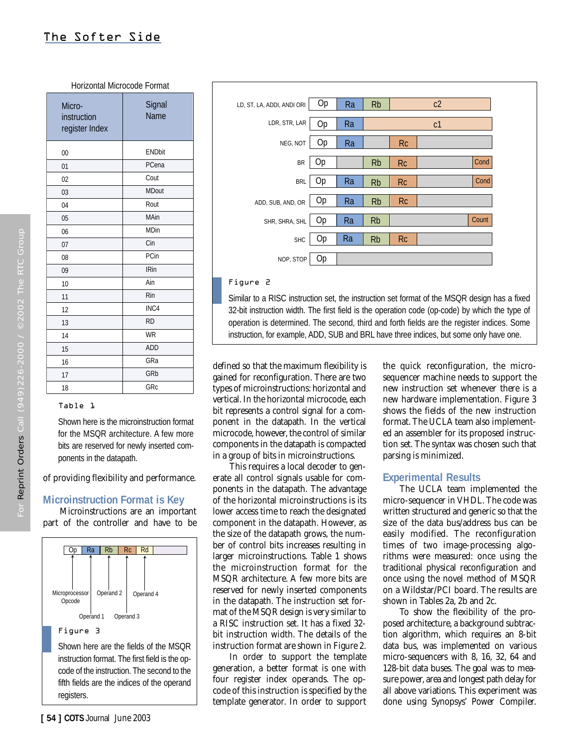Horizontal Microcode Format

| Micro-instruction register Index | Signal Name |
|---|---|
| 00 | ENDbit |
| 01 | PCena |
| 02 | Cout |
| 03 | MDout |
| 04 | Rout |
| 05 | MAin |
| 06 | MDin |
| 07 | Cin |
| 08 | PCin |
| 09 | IRin |
| 10 | Ain |
| 11 | Rin |
| 12 | INC4 |
| 13 | RD |
| 14 | WR |
| 15 | ADD |
| 16 | GRa |
| 17 | GRb |
| 18 | GRc |

Table 1

Shown here is the microinstruction format for the MSQR architecture. A few more bits are reserved for newly inserted components in the datapath.

| Instructions | Fields |
|---|---|
| LD, ST, LA, ADDI, ANDI ORI | Op, Ra, Rb, c2 |
| LDR, STR, LAR | Op, Ra, c1 |
| NEG, NOT | Op, Ra, (unused), Rc |
| BR | Op, (unused), Rb, Rc, Cond |
| BRL | Op, Ra, Rb, Rc, Cond |
| ADD, SUB, AND, OR | Op, Ra, Rb, Rc |
| SHR, SHRA, SHL | Op, Ra, Rb, Count |
| SHC | Op, Ra, Rb, Rc |
| NOP, STOP | Op |

Figure 2

Similar to a RISC instruction set, the instruction set format of the MSQR design has a fixed 32-bit instruction width. The first field is the operation code (op-code) by which the type of operation is determined. The second, third and forth fields are the register indices. Some instruction, for example, ADD, SUB and BRL have three indices, but some only have one.

of providing flexibility and performance.

## Microinstruction Format is Key

Microinstructions are an important part of the controller and have to be defined so that the maximum flexibility is gained for reconfiguration. There are two types of microinstructions: horizontal and vertical. In the horizontal microcode, each bit represents a control signal for a component in the datapath. In the vertical microcode, however, the control of similar components in the datapath is compacted in a group of bits in microinstructions.

This requires a local decoder to generate all control signals usable for components in the datapath. The advantage of the horizontal microinstructions is its lower access time to reach the designated component in the datapath. However, as the size of the datapath grows, the number of control bits increases resulting in larger microinstructions. Table 1 shows the microinstruction format for the MSQR architecture. A few more bits are reserved for newly inserted components in the datapath. The instruction set format of the MSQR design is very similar to a RISC instruction set. It has a fixed 32-bit instruction width. The details of the instruction format are shown in Figure 2.

In order to support the template generation, a better format is one with four register index operands. The opcode of this instruction is specified by the template generator. In order to support the quick reconfiguration, the micro-sequencer machine needs to support the new instruction set whenever there is a new hardware implementation. Figure 3 shows the fields of the new instruction format. The UCLA team also implemented an assembler for its proposed instruction set. The syntax was chosen such that parsing is minimized.

| Op | Ra | Rb | Rc | Rd |
|---|---|---|---|---|
| Microprocessor Opcode | Operand 1 | Operand 2 | Operand 3 | Operand 4 |

Figure 3

Shown here are the fields of the MSQR instruction format. The first field is the opcode of the instruction. The second to the fifth fields are the indices of the operand registers.

## Experimental Results

The UCLA team implemented the micro-sequencer in VHDL. The code was written structured and generic so that the size of the data bus/address bus can be easily modified. The reconfiguration times of two image-processing algorithms were measured: once using the traditional physical reconfiguration and once using the novel method of MSQR on a Wildstar/PCI board. The results are shown in Tables 2a, 2b and 2c.

To show the flexibility of the proposed architecture, a background subtraction algorithm, which requires an 8-bit data bus, was implemented on various micro-sequencers with 8, 16, 32, 64 and 128-bit data buses. The goal was to measure power, area and longest path delay for all above variations. This experiment was done using Synopsys' Power Compiler.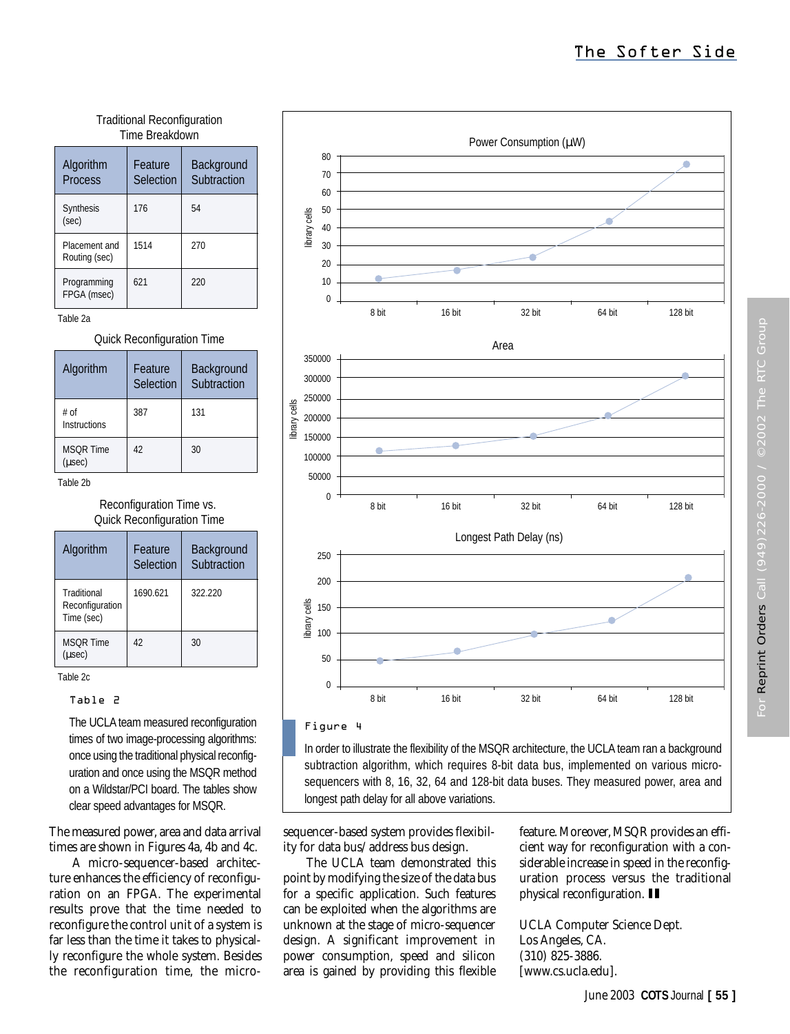Traditional Reconfiguration Time Breakdown

| Algorithm Process | Feature Selection | Background Subtraction |
|---|---|---|
| Synthesis (sec) | 176 | 54 |
| Placement and Routing (sec) | 1514 | 270 |
| Programming FPGA (msec) | 621 | 220 |

Table 2a

Quick Reconfiguration Time

| Algorithm | Feature Selection | Background Subtraction |
|---|---|---|
| # of Instructions | 387 | 131 |
| MSQR Time (µsec) | 42 | 30 |

Table 2b

Reconfiguration Time vs. Quick Reconfiguration Time

| Algorithm | Feature Selection | Background Subtraction |
|---|---|---|
| Traditional Reconfiguration Time (sec) | 1690.621 | 322.220 |
| MSQR Time (µsec) | 42 | 30 |

Table 2c

Table 2

The UCLA team measured reconfiguration times of two image-processing algorithms: once using the traditional physical reconfiguration and once using the MSQR method on a Wildstar/PCI board. The tables show clear speed advantages for MSQR.

Power Consumption (µW)

library cells

0
10
20
30
40
50
60
70
80

8 bit
16 bit
32 bit
64 bit
128 bit

Area

library cells

0
50000
100000
150000
200000
250000
300000
350000

8 bit
16 bit
32 bit
64 bit
128 bit

Longest Path Delay (ns)

library cells

0
50
100
150
200
250

8 bit
16 bit
32 bit
64 bit
128 bit

Figure 4

In order to illustrate the flexibility of the MSQR architecture, the UCLA team ran a background subtraction algorithm, which requires 8-bit data bus, implemented on various micro-sequencers with 8, 16, 32, 64 and 128-bit data buses. They measured power, area and longest path delay for all above variations.

The measured power, area and data arrival times are shown in Figures 4a, 4b and 4c.

A micro-sequencer-based architecture enhances the efficiency of reconfiguration on an FPGA. The experimental results prove that the time needed to reconfigure the control unit of a system is far less than the time it takes to physically reconfigure the whole system. Besides the reconfiguration time, the micro-sequencer-based system provides flexibility for data bus/ address bus design.

The UCLA team demonstrated this point by modifying the size of the data bus for a specific application. Such features can be exploited when the algorithms are unknown at the stage of micro-sequencer design. A significant improvement in power consumption, speed and silicon area is gained by providing this flexible feature. Moreover, MSQR provides an efficient way for reconfiguration with a considerable increase in speed in the reconfiguration process versus the traditional physical reconfiguration.

UCLA Computer Science Dept.
Los Angeles, CA.
(310) 825-3886.
[www.cs.ucla.edu].